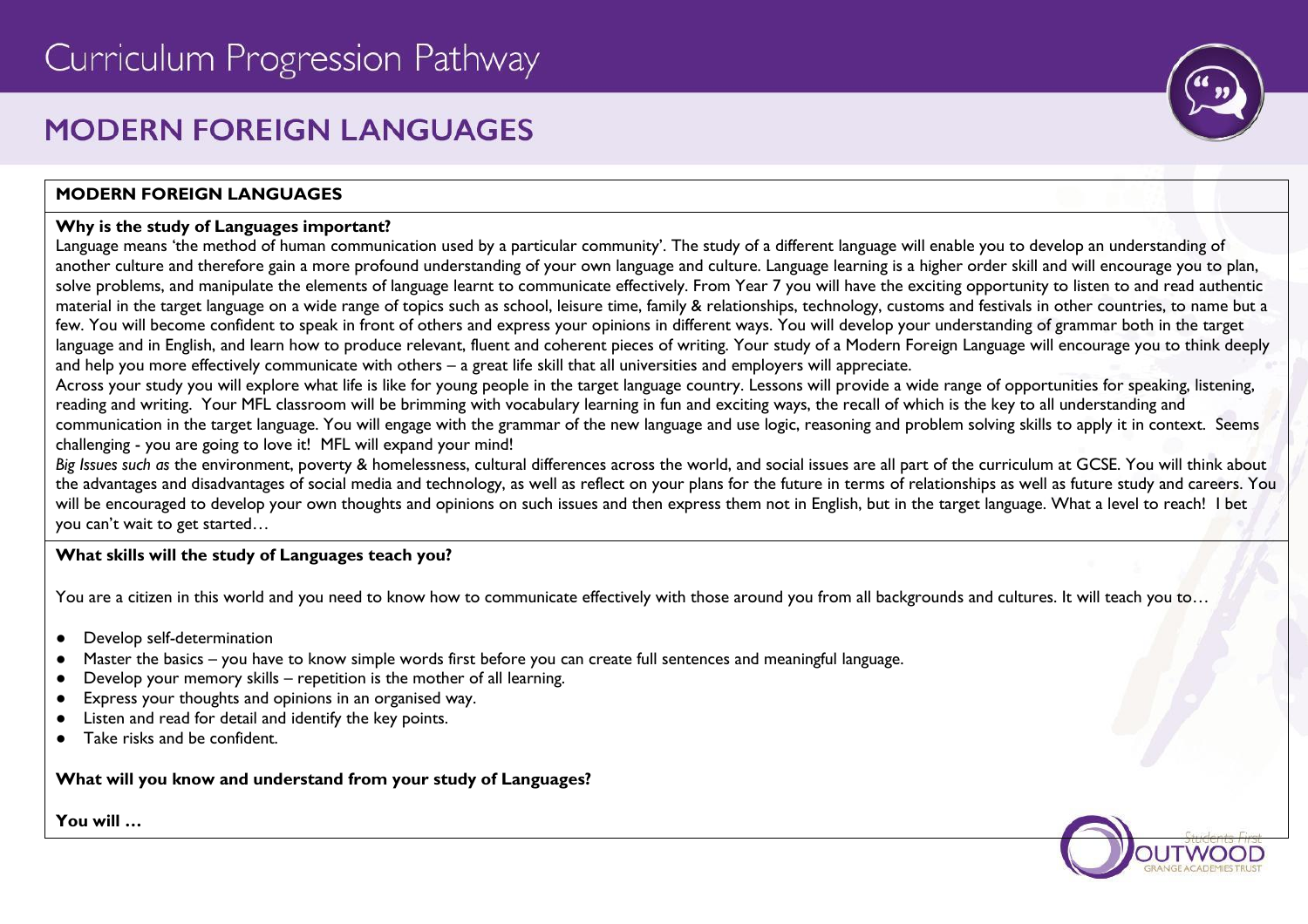# Curriculum Progression Pathway

## MODERN FOREIGN LANGUAGES

### MODERN FOREIGN LANGUAGES

**Why is the study of Languages important?**

Language means 'the method of human communication used by a particular community'. The study of a different language will enable you to develop an understanding of another culture and therefore gain a more profound understanding of your own language and culture. Language learning is a higher order skill and will encourage you to plan, solve problems, and manipulate the elements of language learnt to communicate effectively. From Year 7 you will have the exciting opportunity to listen to and read authentic material in the target language on a wide range of topics such as school, leisure time, family & relationships, technology, customs and festivals in other countries, to name but a few. You will become confident to speak in front of others and express your opinions in different ways. You will develop your understanding of grammar both in the target language and in English, and learn how to produce relevant, fluent and coherent pieces of writing. Your study of a Modern Foreign Language will encourage you to think deeply and help you more effectively communicate with others – a great life skill that all universities and employers will appreciate.

Across your study you will explore what life is like for young people in the target language country. Lessons will provide a wide range of opportunities for speaking, listening, reading and writing. Your MFL classroom will be brimming with vocabulary learning in fun and exciting ways, the recall of which is the key to all understanding and communication in the target language. You will engage with the grammar of the new language and use logic, reasoning and problem solving skills to apply it in context. Seems challenging - you are going to love it! MFL will expand your mind!

*Big Issues such as* the environment, poverty & homelessness, cultural differences across the world, and social issues are all part of the curriculum at GCSE. You will think about the advantages and disadvantages of social media and technology, as well as reflect on your plans for the future in terms of relationships as well as future study and careers. You will be encouraged to develop your own thoughts and opinions on such issues and then express them not in English, but in the target language. What a level to reach! I bet you can't wait to get started…

**What skills will the study of Languages teach you?**

You are a citizen in this world and you need to know how to communicate effectively with those around you from all backgrounds and cultures. It will teach you to…

- Develop self-determination
- Master the basics – you have to know simple words first before you can create full sentences and meaningful language.
- Develop your memory skills – repetition is the mother of all learning.
- Express your thoughts and opinions in an organised way.
- Listen and read for detail and identify the key points.
- Take risks and be confident.

**What will you know and understand from your study of Languages?**

**You will …**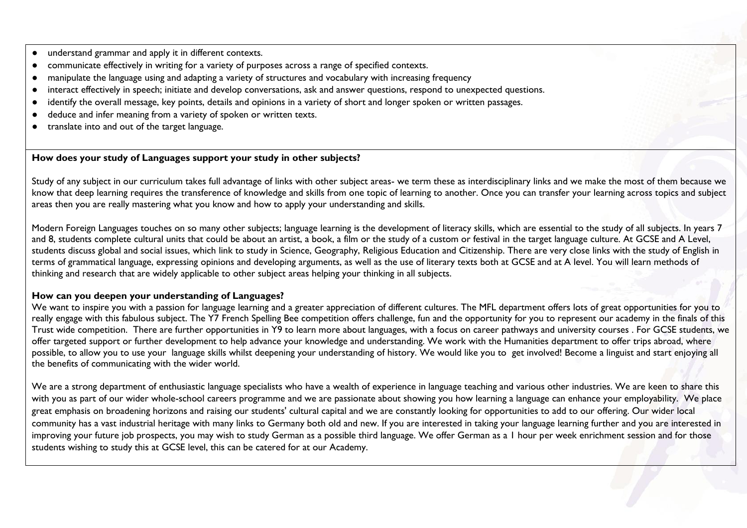- understand grammar and apply it in different contexts.
- communicate effectively in writing for a variety of purposes across a range of specified contexts.
- manipulate the language using and adapting a variety of structures and vocabulary with increasing frequency
- interact effectively in speech; initiate and develop conversations, ask and answer questions, respond to unexpected questions.
- identify the overall message, key points, details and opinions in a variety of short and longer spoken or written passages.
- deduce and infer meaning from a variety of spoken or written texts.
- translate into and out of the target language.

**How does your study of Languages support your study in other subjects?**

Study of any subject in our curriculum takes full advantage of links with other subject areas- we term these as interdisciplinary links and we make the most of them because we know that deep learning requires the transference of knowledge and skills from one topic of learning to another. Once you can transfer your learning across topics and subject areas then you are really mastering what you know and how to apply your understanding and skills.

Modern Foreign Languages touches on so many other subjects; language learning is the development of literacy skills, which are essential to the study of all subjects. In years 7 and 8, students complete cultural units that could be about an artist, a book, a film or the study of a custom or festival in the target language culture. At GCSE and A Level, students discuss global and social issues, which link to study in Science, Geography, Religious Education and Citizenship. There are very close links with the study of English in terms of grammatical language, expressing opinions and developing arguments, as well as the use of literary texts both at GCSE and at A level. You will learn methods of thinking and research that are widely applicable to other subject areas helping your thinking in all subjects.

**How can you deepen your understanding of Languages?**

We want to inspire you with a passion for language learning and a greater appreciation of different cultures. The MFL department offers lots of great opportunities for you to really engage with this fabulous subject. The Y7 French Spelling Bee competition offers challenge, fun and the opportunity for you to represent our academy in the finals of this Trust wide competition. There are further opportunities in Y9 to learn more about languages, with a focus on career pathways and university courses . For GCSE students, we offer targeted support or further development to help advance your knowledge and understanding. We work with the Humanities department to offer trips abroad, where possible, to allow you to use your language skills whilst deepening your understanding of history. We would like you to get involved! Become a linguist and start enjoying all the benefits of communicating with the wider world.

We are a strong department of enthusiastic language specialists who have a wealth of experience in language teaching and various other industries. We are keen to share this with you as part of our wider whole-school careers programme and we are passionate about showing you how learning a language can enhance your employability. We place great emphasis on broadening horizons and raising our students' cultural capital and we are constantly looking for opportunities to add to our offering. Our wider local community has a vast industrial heritage with many links to Germany both old and new. If you are interested in taking your language learning further and you are interested in improving your future job prospects, you may wish to study German as a possible third language. We offer German as a 1 hour per week enrichment session and for those students wishing to study this at GCSE level, this can be catered for at our Academy.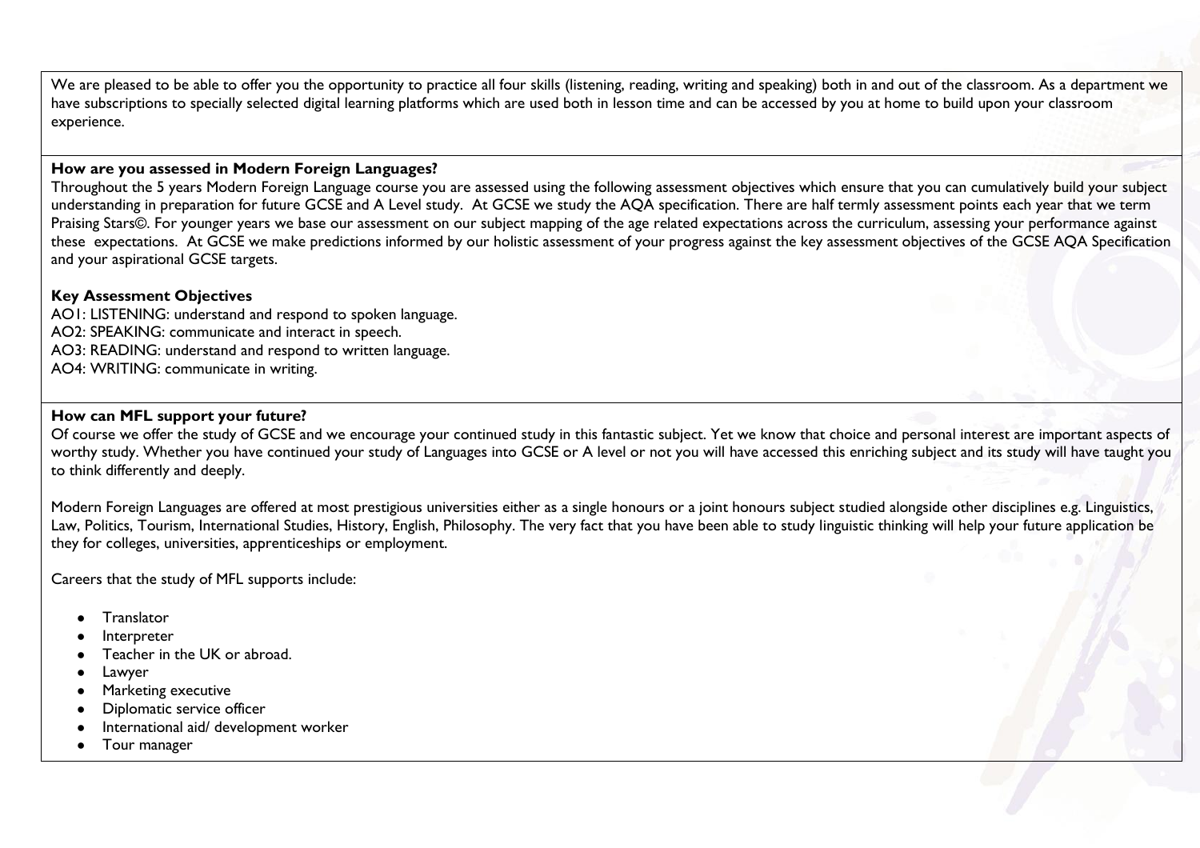We are pleased to be able to offer you the opportunity to practice all four skills (listening, reading, writing and speaking) both in and out of the classroom. As a department we have subscriptions to specially selected digital learning platforms which are used both in lesson time and can be accessed by you at home to build upon your classroom experience.

**How are you assessed in Modern Foreign Languages?**

Throughout the 5 years Modern Foreign Language course you are assessed using the following assessment objectives which ensure that you can cumulatively build your subject understanding in preparation for future GCSE and A Level study. At GCSE we study the AQA specification. There are half termly assessment points each year that we term Praising Stars©. For younger years we base our assessment on our subject mapping of the age related expectations across the curriculum, assessing your performance against these expectations. At GCSE we make predictions informed by our holistic assessment of your progress against the key assessment objectives of the GCSE AQA Specification and your aspirational GCSE targets.

**Key Assessment Objectives**

AO1: LISTENING: understand and respond to spoken language.
AO2: SPEAKING: communicate and interact in speech.
AO3: READING: understand and respond to written language.
AO4: WRITING: communicate in writing.

**How can MFL support your future?**

Of course we offer the study of GCSE and we encourage your continued study in this fantastic subject. Yet we know that choice and personal interest are important aspects of worthy study. Whether you have continued your study of Languages into GCSE or A level or not you will have accessed this enriching subject and its study will have taught you to think differently and deeply.

Modern Foreign Languages are offered at most prestigious universities either as a single honours or a joint honours subject studied alongside other disciplines e.g. Linguistics, Law, Politics, Tourism, International Studies, History, English, Philosophy. The very fact that you have been able to study linguistic thinking will help your future application be they for colleges, universities, apprenticeships or employment.

Careers that the study of MFL supports include:

- Translator
- Interpreter
- Teacher in the UK or abroad.
- Lawyer
- Marketing executive
- Diplomatic service officer
- International aid/ development worker
- Tour manager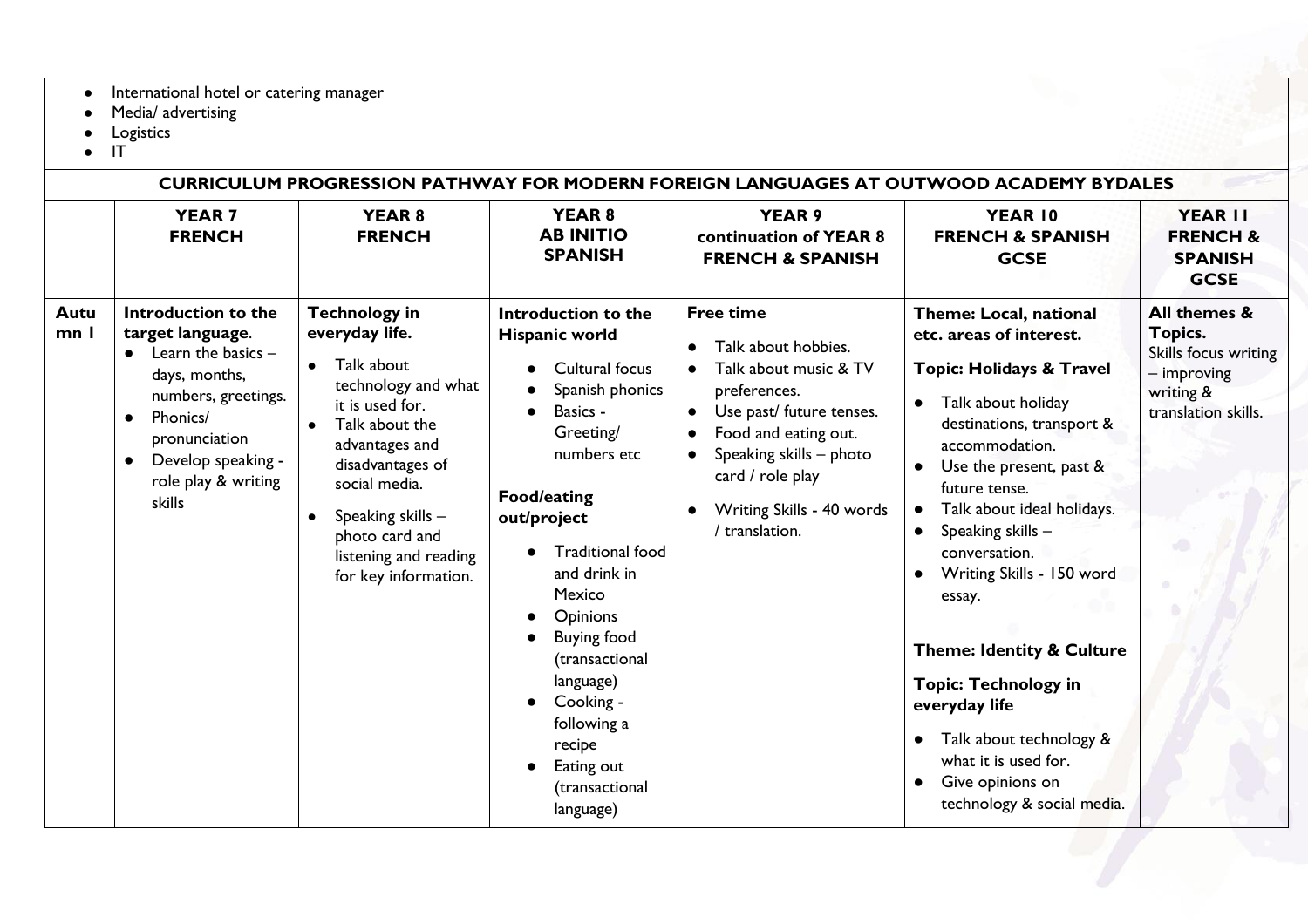- International hotel or catering manager
- Media/ advertising
- Logistics
- IT

## CURRICULUM PROGRESSION PATHWAY FOR MODERN FOREIGN LANGUAGES AT OUTWOOD ACADEMY BYDALES

| | YEAR 7 FRENCH | YEAR 8 FRENCH | YEAR 8 AB INITIO SPANISH | YEAR 9 continuation of YEAR 8 FRENCH & SPANISH | YEAR 10 FRENCH & SPANISH GCSE | YEAR 11 FRENCH & SPANISH GCSE |
|---|---|---|---|---|---|---|
| **Autumn 1** | **Introduction to the target language**.<br>• Learn the basics – days, months, numbers, greetings.<br>• Phonics/ pronunciation<br>• Develop speaking - role play & writing skills | **Technology in everyday life.**<br>• Talk about technology and what it is used for.<br>• Talk about the advantages and disadvantages of social media.<br>• Speaking skills – photo card and listening and reading for key information. | **Introduction to the Hispanic world**<br>• Cultural focus<br>• Spanish phonics<br>• Basics - Greeting/ numbers etc<br><br>**Food/eating out/project**<br>• Traditional food and drink in Mexico<br>• Opinions<br>• Buying food (transactional language)<br>• Cooking - following a recipe<br>• Eating out (transactional language) | **Free time**<br>• Talk about hobbies.<br>• Talk about music & TV preferences.<br>• Use past/ future tenses.<br>• Food and eating out.<br>• Speaking skills – photo card / role play<br>• Writing Skills - 40 words / translation. | **Theme: Local, national etc. areas of interest.**<br><br>**Topic: Holidays & Travel**<br>• Talk about holiday destinations, transport & accommodation.<br>• Use the present, past & future tense.<br>• Talk about ideal holidays.<br>• Speaking skills – conversation.<br>• Writing Skills - 150 word essay.<br><br>**Theme: Identity & Culture**<br><br>**Topic: Technology in everyday life**<br>• Talk about technology & what it is used for.<br>• Give opinions on technology & social media. | **All themes & Topics.**<br>Skills focus writing – improving writing & translation skills. |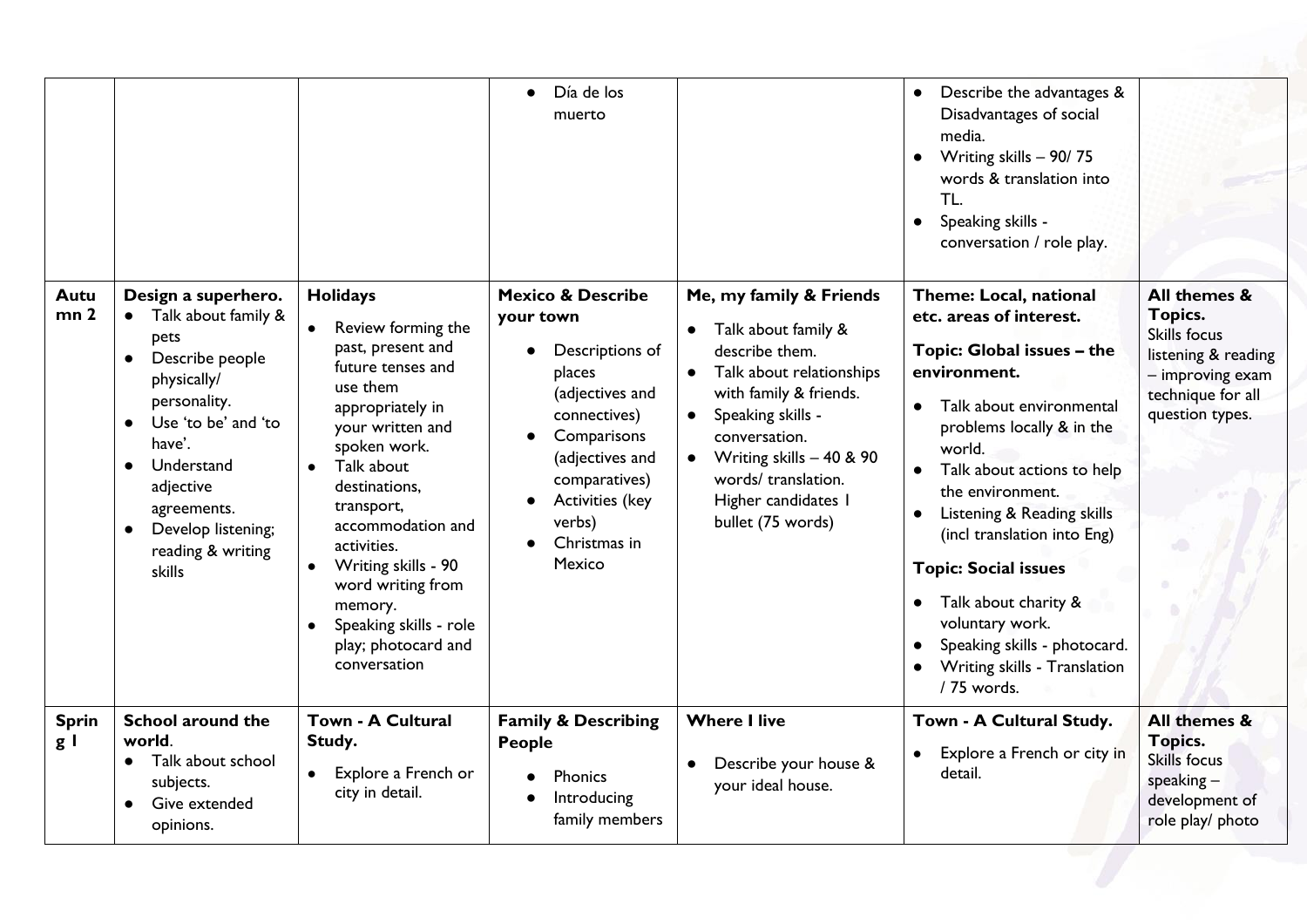| | | | | | | |
|---|---|---|---|---|---|---|
| | | | • Día de los muerto | | • Describe the advantages & Disadvantages of social media.<br>• Writing skills – 90/ 75 words & translation into TL.<br>• Speaking skills - conversation / role play. | |
| **Autumn 2** | **Design a superhero.**<br>• Talk about family & pets<br>• Describe people physically/ personality.<br>• Use 'to be' and 'to have'.<br>• Understand adjective agreements.<br>• Develop listening; reading & writing skills | **Holidays**<br>• Review forming the past, present and future tenses and use them appropriately in your written and spoken work.<br>• Talk about destinations, transport, accommodation and activities.<br>• Writing skills - 90 word writing from memory.<br>• Speaking skills - role play; photocard and conversation | **Mexico & Describe your town**<br>• Descriptions of places (adjectives and connectives)<br>• Comparisons (adjectives and comparatives)<br>• Activities (key verbs)<br>• Christmas in Mexico | **Me, my family & Friends**<br>• Talk about family & describe them.<br>• Talk about relationships with family & friends.<br>• Speaking skills - conversation.<br>• Writing skills – 40 & 90 words/ translation. Higher candidates 1 bullet (75 words) | **Theme: Local, national etc. areas of interest.**<br>**Topic: Global issues – the environment.**<br>• Talk about environmental problems locally & in the world.<br>• Talk about actions to help the environment.<br>• Listening & Reading skills (incl translation into Eng)<br>**Topic: Social issues**<br>• Talk about charity & voluntary work.<br>• Speaking skills - photocard.<br>• Writing skills - Translation / 75 words. | **All themes & Topics.**<br>Skills focus listening & reading – improving exam technique for all question types. |
| **Spring 1** | **School around the world.**<br>• Talk about school subjects.<br>• Give extended opinions. | **Town - A Cultural Study.**<br>• Explore a French or city in detail. | **Family & Describing People**<br>• Phonics<br>• Introducing family members | **Where I live**<br>• Describe your house & your ideal house. | **Town - A Cultural Study.**<br>• Explore a French or city in detail. | **All themes & Topics.**<br>Skills focus speaking – development of role play/ photo |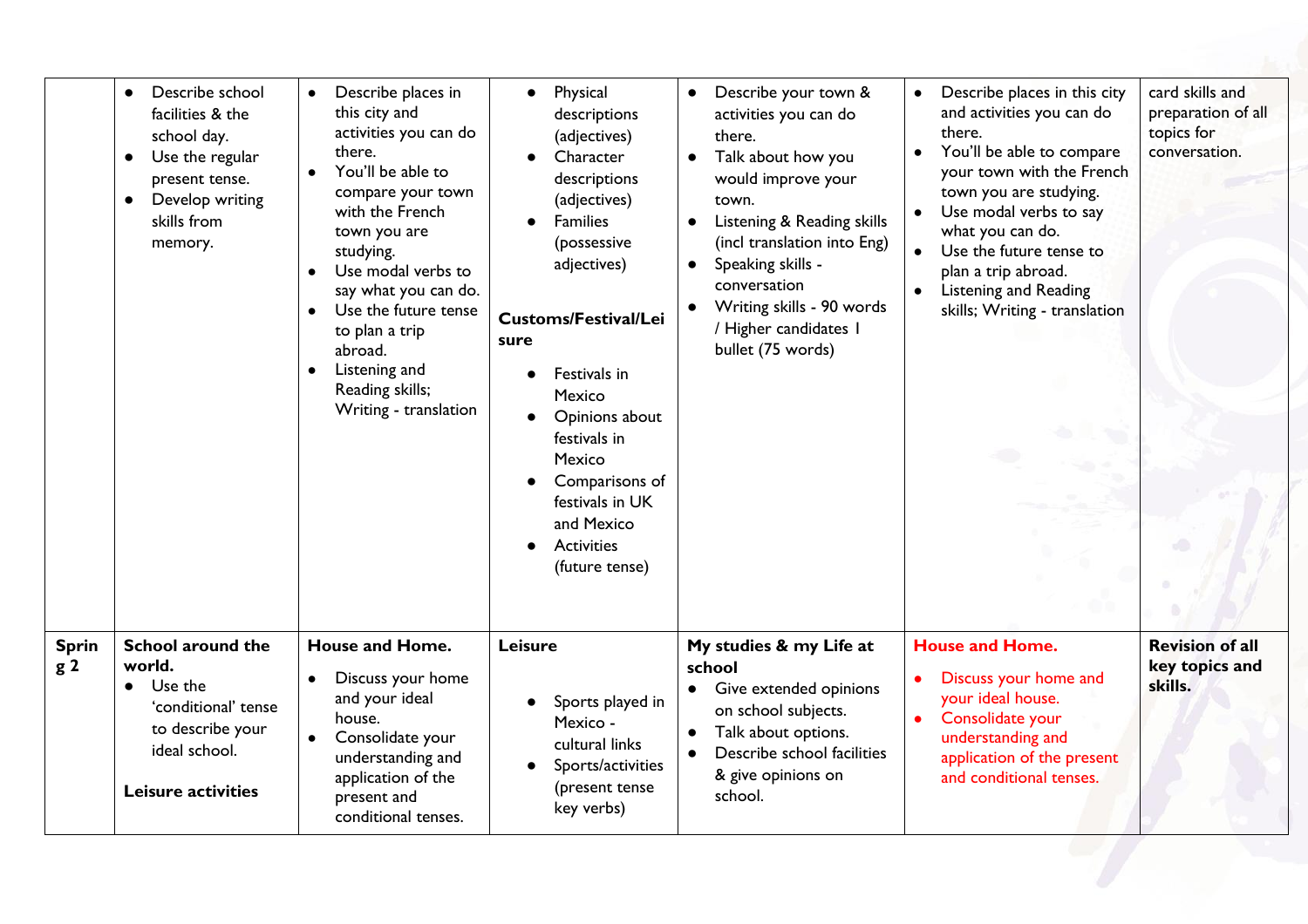| | | | | | | |
|---|---|---|---|---|---|---|
| | • Describe school facilities & the school day.<br>• Use the regular present tense.<br>• Develop writing skills from memory. | • Describe places in this city and activities you can do there.<br>• You'll be able to compare your town with the French town you are studying.<br>• Use modal verbs to say what you can do.<br>• Use the future tense to plan a trip abroad.<br>• Listening and Reading skills; Writing - translation | • Physical descriptions (adjectives)<br>• Character descriptions (adjectives)<br>• Families (possessive adjectives)<br><br>**Customs/Festival/Leisure**<br>• Festivals in Mexico<br>• Opinions about festivals in Mexico<br>• Comparisons of festivals in UK and Mexico<br>• Activities (future tense) | • Describe your town & activities you can do there.<br>• Talk about how you would improve your town.<br>• Listening & Reading skills (incl translation into Eng)<br>• Speaking skills - conversation<br>• Writing skills - 90 words / Higher candidates 1 bullet (75 words) | • Describe places in this city and activities you can do there.<br>• You'll be able to compare your town with the French town you are studying.<br>• Use modal verbs to say what you can do.<br>• Use the future tense to plan a trip abroad.<br>• Listening and Reading skills; Writing - translation | card skills and preparation of all topics for conversation. |
| **Spring 2** | **School around the world.**<br>• Use the 'conditional' tense to describe your ideal school.<br><br>**Leisure activities** | **House and Home.**<br>• Discuss your home and your ideal house.<br>• Consolidate your understanding and application of the present and conditional tenses. | **Leisure**<br>• Sports played in Mexico - cultural links<br>• Sports/activities (present tense key verbs) | **My studies & my Life at school**<br>• Give extended opinions on school subjects.<br>• Talk about options.<br>• Describe school facilities & give opinions on school. | **House and Home.**<br>• Discuss your home and your ideal house.<br>• Consolidate your understanding and application of the present and conditional tenses. | **Revision of all key topics and skills.** |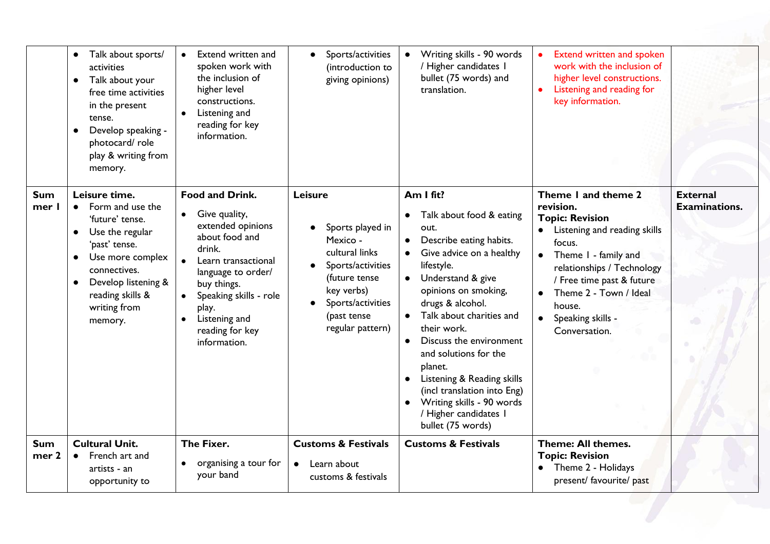| | | | | | | |
|---|---|---|---|---|---|---|
| | • Talk about sports/ activities<br>• Talk about your free time activities in the present tense.<br>• Develop speaking - photocard/ role play & writing from memory. | • Extend written and spoken work with the inclusion of higher level constructions.<br>• Listening and reading for key information. | • Sports/activities (introduction to giving opinions) | • Writing skills - 90 words / Higher candidates 1 bullet (75 words) and translation. | • Extend written and spoken work with the inclusion of higher level constructions.<br>• Listening and reading for key information. | |
| **Summer 1** | **Leisure time.**<br>• Form and use the 'future' tense.<br>• Use the regular 'past' tense.<br>• Use more complex connectives.<br>• Develop listening & reading skills & writing from memory. | **Food and Drink.**<br>• Give quality, extended opinions about food and drink.<br>• Learn transactional language to order/ buy things.<br>• Speaking skills - role play.<br>• Listening and reading for key information. | **Leisure**<br>• Sports played in Mexico - cultural links<br>• Sports/activities (future tense key verbs)<br>• Sports/activities (past tense regular pattern) | **Am I fit?**<br>• Talk about food & eating out.<br>• Describe eating habits.<br>• Give advice on a healthy lifestyle.<br>• Understand & give opinions on smoking, drugs & alcohol.<br>• Talk about charities and their work.<br>• Discuss the environment and solutions for the planet.<br>• Listening & Reading skills (incl translation into Eng)<br>• Writing skills - 90 words / Higher candidates 1 bullet (75 words) | **Theme 1 and theme 2 revision.**<br>**Topic: Revision**<br>• Listening and reading skills focus.<br>• Theme 1 - family and relationships / Technology / Free time past & future<br>• Theme 2 - Town / Ideal house.<br>• Speaking skills - Conversation. | **External Examinations.** |
| **Summer 2** | **Cultural Unit.**<br>• French art and artists - an opportunity to | **The Fixer.**<br>• organising a tour for your band | **Customs & Festivals**<br>• Learn about customs & festivals | **Customs & Festivals** | **Theme: All themes.**<br>**Topic: Revision**<br>• Theme 2 - Holidays present/ favourite/ past | |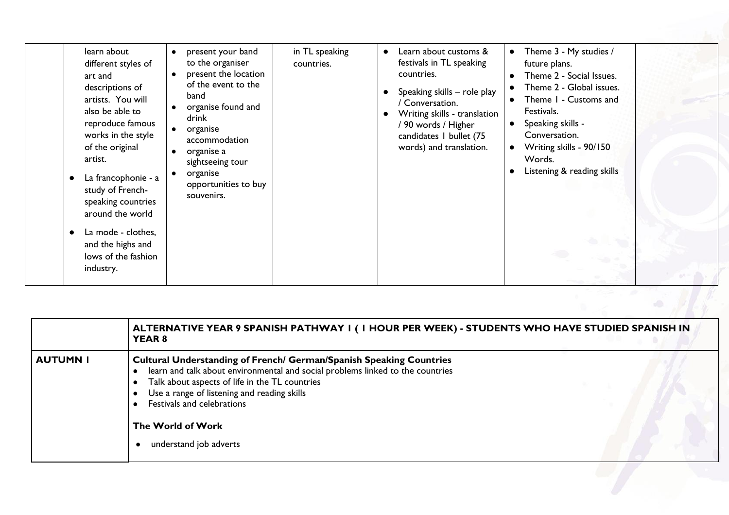| | | | | | | |
|---|---|---|---|---|---|---|
| | learn about different styles of art and descriptions of artists. You will also be able to reproduce famous works in the style of the original artist.<br>● La francophonie - a study of French-speaking countries around the world<br>● La mode - clothes, and the highs and lows of the fashion industry. | ● present your band to the organiser<br>● present the location of the event to the band<br>● organise found and drink<br>● organise accommodation<br>● organise a sightseeing tour<br>● organise opportunities to buy souvenirs. | in TL speaking countries. | ● Learn about customs & festivals in TL speaking countries.<br>● Speaking skills – role play / Conversation.<br>● Writing skills - translation / 90 words / Higher candidates 1 bullet (75 words) and translation. | ● Theme 3 - My studies / future plans.<br>● Theme 2 - Social Issues.<br>● Theme 2 - Global issues.<br>● Theme 1 - Customs and Festivals.<br>● Speaking skills - Conversation.<br>● Writing skills - 90/150 Words.<br>● Listening & reading skills | |

| | **ALTERNATIVE YEAR 9 SPANISH PATHWAY 1 ( 1 HOUR PER WEEK) - STUDENTS WHO HAVE STUDIED SPANISH IN YEAR 8** |
|---|---|
| **AUTUMN 1** | **Cultural Understanding of French/ German/Spanish Speaking Countries**<br>● learn and talk about environmental and social problems linked to the countries<br>● Talk about aspects of life in the TL countries<br>● Use a range of listening and reading skills<br>● Festivals and celebrations<br><br>**The World of Work**<br>● understand job adverts |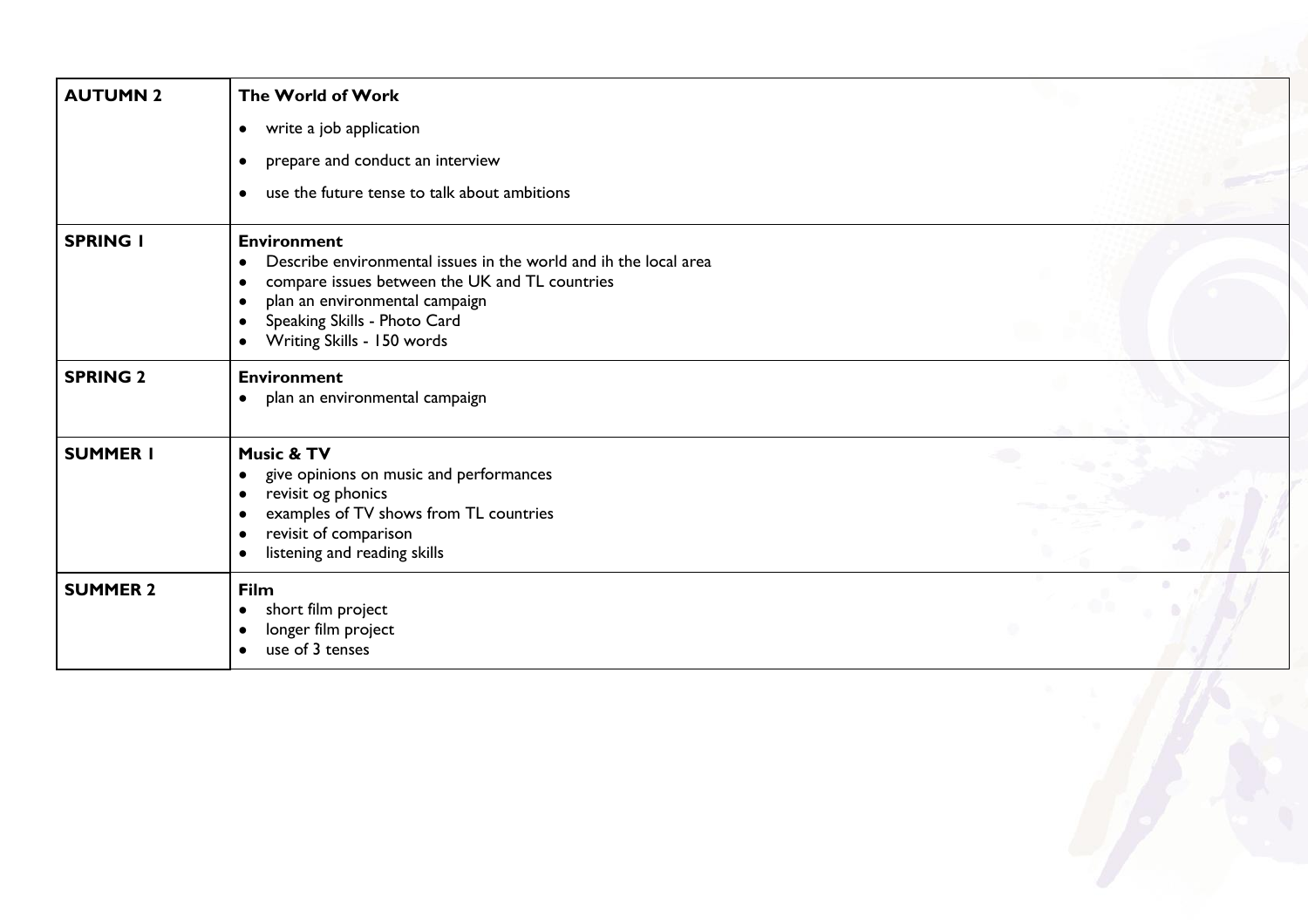| | |
|---|---|
| **AUTUMN 2** | **The World of Work**<br>• write a job application<br>• prepare and conduct an interview<br>• use the future tense to talk about ambitions |
| **SPRING 1** | **Environment**<br>• Describe environmental issues in the world and ih the local area<br>• compare issues between the UK and TL countries<br>• plan an environmental campaign<br>• Speaking Skills - Photo Card<br>• Writing Skills - 150 words |
| **SPRING 2** | **Environment**<br>• plan an environmental campaign |
| **SUMMER 1** | **Music & TV**<br>• give opinions on music and performances<br>• revisit og phonics<br>• examples of TV shows from TL countries<br>• revisit of comparison<br>• listening and reading skills |
| **SUMMER 2** | **Film**<br>• short film project<br>• longer film project<br>• use of 3 tenses |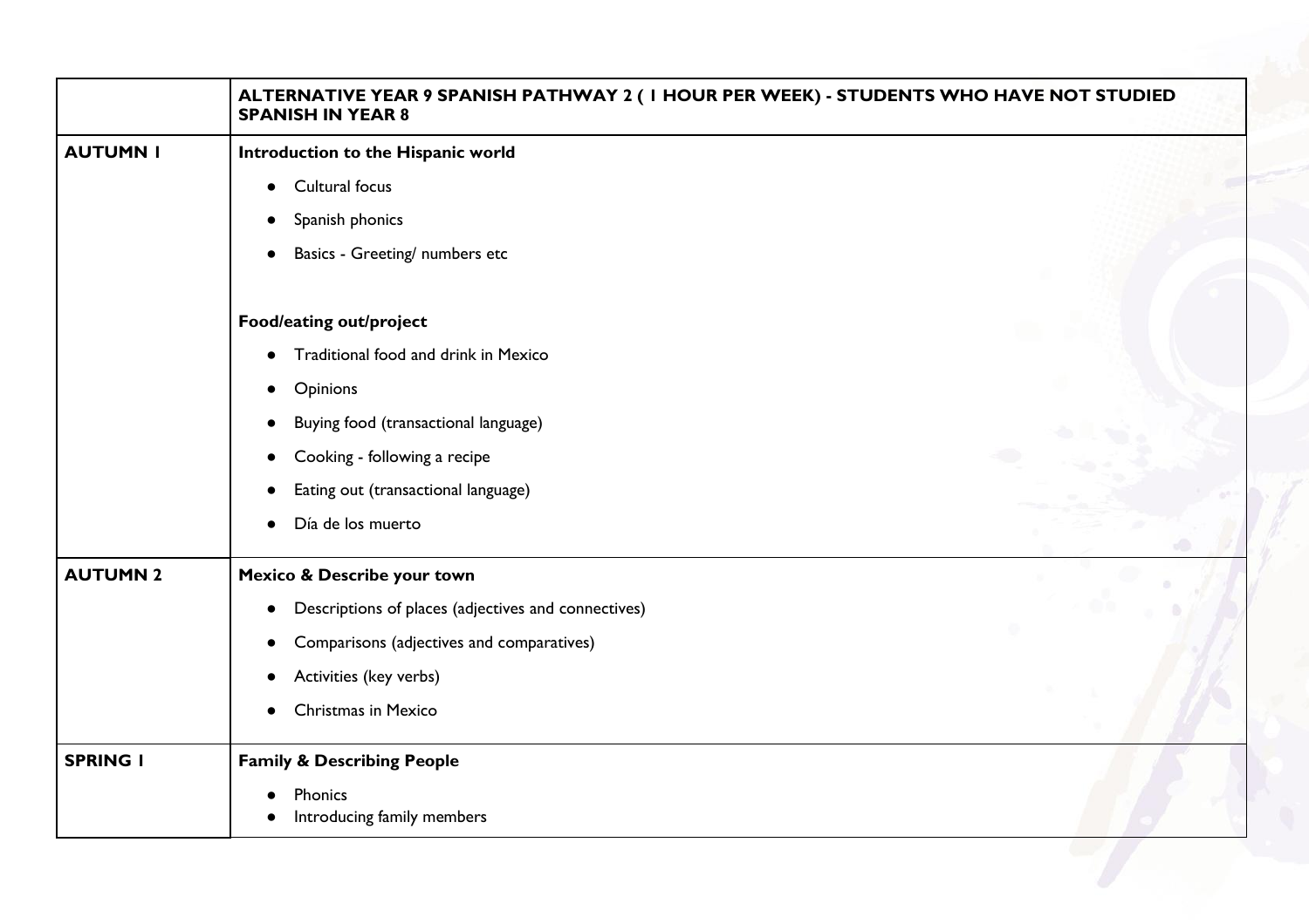| | ALTERNATIVE YEAR 9 SPANISH PATHWAY 2 ( 1 HOUR PER WEEK) - STUDENTS WHO HAVE NOT STUDIED SPANISH IN YEAR 8 |
|---|---|
| **AUTUMN 1** | **Introduction to the Hispanic world**<br>• Cultural focus<br>• Spanish phonics<br>• Basics - Greeting/ numbers etc<br><br>**Food/eating out/project**<br>• Traditional food and drink in Mexico<br>• Opinions<br>• Buying food (transactional language)<br>• Cooking - following a recipe<br>• Eating out (transactional language)<br>• Día de los muerto |
| **AUTUMN 2** | **Mexico & Describe your town**<br>• Descriptions of places (adjectives and connectives)<br>• Comparisons (adjectives and comparatives)<br>• Activities (key verbs)<br>• Christmas in Mexico |
| **SPRING 1** | **Family & Describing People**<br>• Phonics<br>• Introducing family members |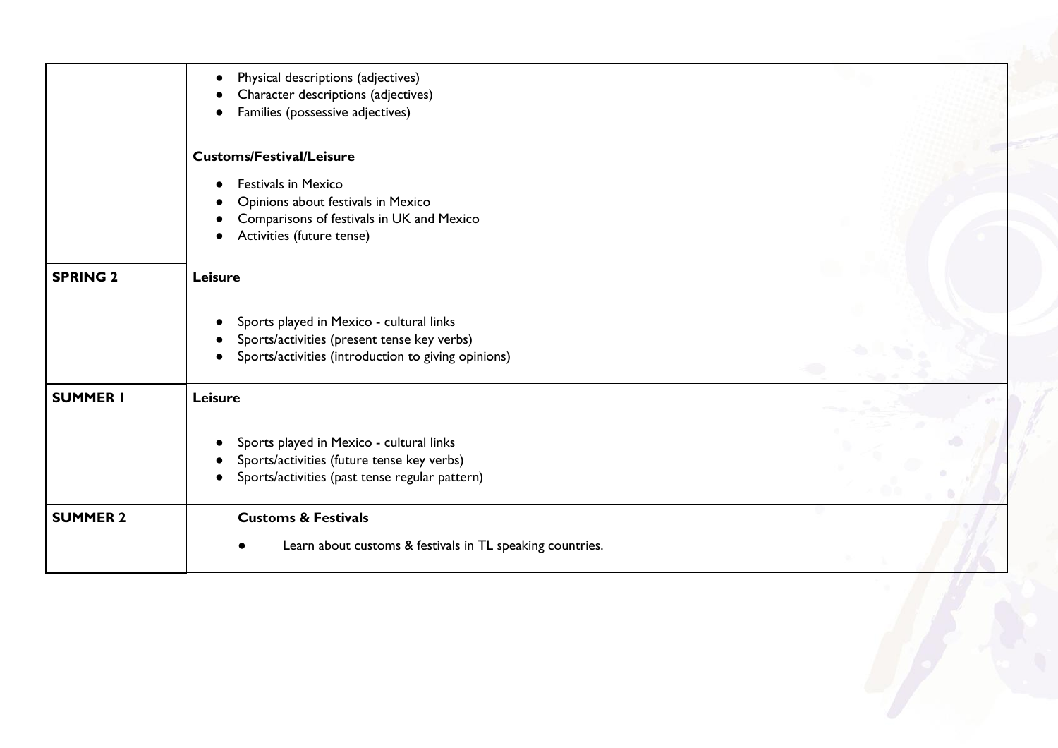| | |
|---|---|
| | • Physical descriptions (adjectives)<br>• Character descriptions (adjectives)<br>• Families (possessive adjectives)<br><br>**Customs/Festival/Leisure**<br><br>• Festivals in Mexico<br>• Opinions about festivals in Mexico<br>• Comparisons of festivals in UK and Mexico<br>• Activities (future tense) |
| **SPRING 2** | **Leisure**<br><br>• Sports played in Mexico - cultural links<br>• Sports/activities (present tense key verbs)<br>• Sports/activities (introduction to giving opinions) |
| **SUMMER 1** | **Leisure**<br><br>• Sports played in Mexico - cultural links<br>• Sports/activities (future tense key verbs)<br>• Sports/activities (past tense regular pattern) |
| **SUMMER 2** | **Customs & Festivals**<br><br>• Learn about customs & festivals in TL speaking countries. |